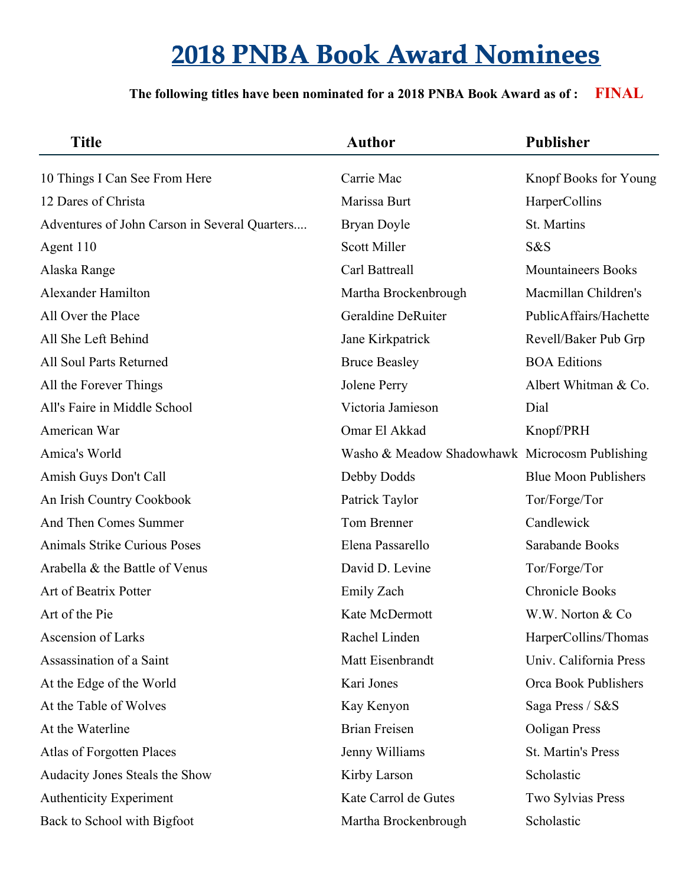# 2018 PNBA Book Award Nominees

**The following titles have been nominated for a 2018 PNBA Book Award as of : FINAL**

| Title | Author | Publisher |
| --- | --- | --- |
| 10 Things I Can See From Here | Carrie Mac | Knopf Books for Young |
| 12 Dares of Christa | Marissa Burt | HarperCollins |
| Adventures of John Carson in Several Quarters.... | Bryan Doyle | St. Martins |
| Agent 110 | Scott Miller | S&S |
| Alaska Range | Carl Battreall | Mountaineers Books |
| Alexander Hamilton | Martha Brockenbrough | Macmillan Children's |
| All Over the Place | Geraldine DeRuiter | PublicAffairs/Hachette |
| All She Left Behind | Jane Kirkpatrick | Revell/Baker Pub Grp |
| All Soul Parts Returned | Bruce Beasley | BOA Editions |
| All the Forever Things | Jolene Perry | Albert Whitman & Co. |
| All's Faire in Middle School | Victoria Jamieson | Dial |
| American War | Omar El Akkad | Knopf/PRH |
| Amica's World | Washo & Meadow Shadowhawk | Microcosm Publishing |
| Amish Guys Don't Call | Debby Dodds | Blue Moon Publishers |
| An Irish Country Cookbook | Patrick Taylor | Tor/Forge/Tor |
| And Then Comes Summer | Tom Brenner | Candlewick |
| Animals Strike Curious Poses | Elena Passarello | Sarabande Books |
| Arabella & the Battle of Venus | David D. Levine | Tor/Forge/Tor |
| Art of Beatrix Potter | Emily Zach | Chronicle Books |
| Art of the Pie | Kate McDermott | W.W. Norton & Co |
| Ascension of Larks | Rachel Linden | HarperCollins/Thomas |
| Assassination of a Saint | Matt Eisenbrandt | Univ. California Press |
| At the Edge of the World | Kari Jones | Orca Book Publishers |
| At the Table of Wolves | Kay Kenyon | Saga Press / S&S |
| At the Waterline | Brian Freisen | Ooligan Press |
| Atlas of Forgotten Places | Jenny Williams | St. Martin's Press |
| Audacity Jones Steals the Show | Kirby Larson | Scholastic |
| Authenticity Experiment | Kate Carrol de Gutes | Two Sylvias Press |
| Back to School with Bigfoot | Martha Brockenbrough | Scholastic |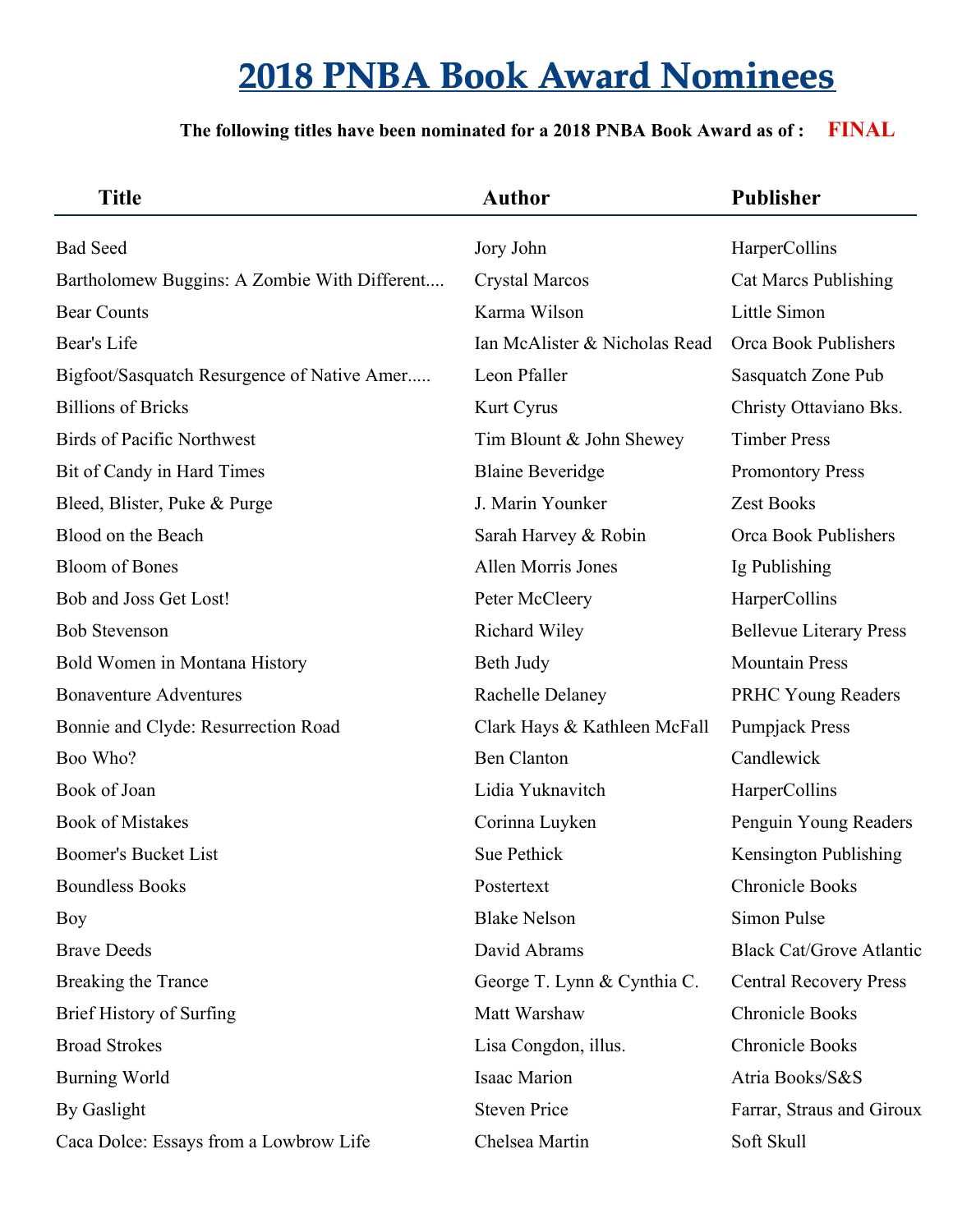# 2018 PNBA Book Award Nominees

**The following titles have been nominated for a 2018 PNBA Book Award as of : FINAL**

| Title | Author | Publisher |
|---|---|---|
| Bad Seed | Jory John | HarperCollins |
| Bartholomew Buggins: A Zombie With Different.... | Crystal Marcos | Cat Marcs Publishing |
| Bear Counts | Karma Wilson | Little Simon |
| Bear's Life | Ian McAlister & Nicholas Read | Orca Book Publishers |
| Bigfoot/Sasquatch Resurgence of Native Amer..... | Leon Pfaller | Sasquatch Zone Pub |
| Billions of Bricks | Kurt Cyrus | Christy Ottaviano Bks. |
| Birds of Pacific Northwest | Tim Blount & John Shewey | Timber Press |
| Bit of Candy in Hard Times | Blaine Beveridge | Promontory Press |
| Bleed, Blister, Puke & Purge | J. Marin Younker | Zest Books |
| Blood on the Beach | Sarah Harvey & Robin | Orca Book Publishers |
| Bloom of Bones | Allen Morris Jones | Ig Publishing |
| Bob and Joss Get Lost! | Peter McCleery | HarperCollins |
| Bob Stevenson | Richard Wiley | Bellevue Literary Press |
| Bold Women in Montana History | Beth Judy | Mountain Press |
| Bonaventure Adventures | Rachelle Delaney | PRHC Young Readers |
| Bonnie and Clyde: Resurrection Road | Clark Hays & Kathleen McFall | Pumpjack Press |
| Boo Who? | Ben Clanton | Candlewick |
| Book of Joan | Lidia Yuknavitch | HarperCollins |
| Book of Mistakes | Corinna Luyken | Penguin Young Readers |
| Boomer's Bucket List | Sue Pethick | Kensington Publishing |
| Boundless Books | Postertext | Chronicle Books |
| Boy | Blake Nelson | Simon Pulse |
| Brave Deeds | David Abrams | Black Cat/Grove Atlantic |
| Breaking the Trance | George T. Lynn & Cynthia C. | Central Recovery Press |
| Brief History of Surfing | Matt Warshaw | Chronicle Books |
| Broad Strokes | Lisa Congdon, illus. | Chronicle Books |
| Burning World | Isaac Marion | Atria Books/S&S |
| By Gaslight | Steven Price | Farrar, Straus and Giroux |
| Caca Dolce: Essays from a Lowbrow Life | Chelsea Martin | Soft Skull |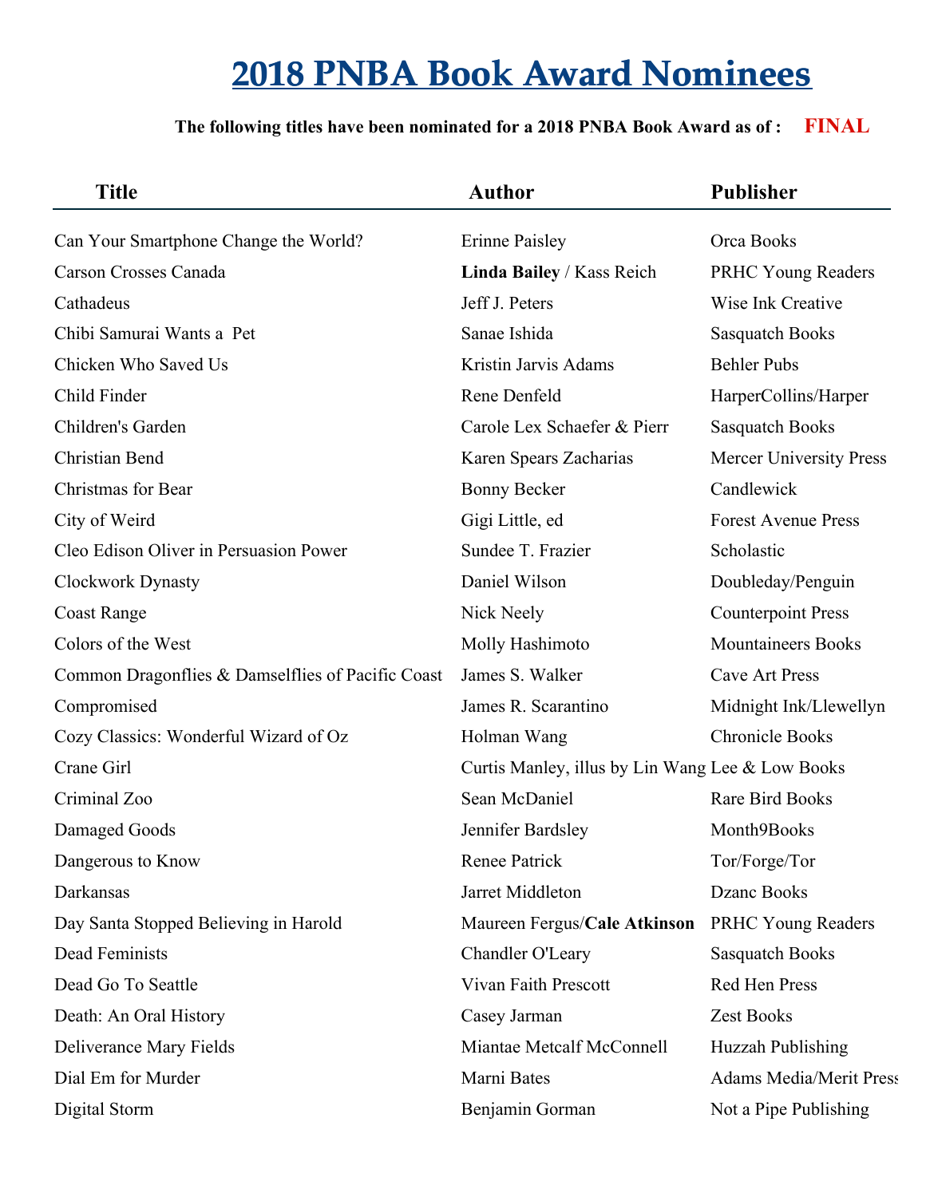# 2018 PNBA Book Award Nominees

**The following titles have been nominated for a 2018 PNBA Book Award as of : FINAL**

| Title | Author | Publisher |
|---|---|---|
| Can Your Smartphone Change the World? | Erinne Paisley | Orca Books |
| Carson Crosses Canada | **Linda Bailey** / Kass Reich | PRHC Young Readers |
| Cathadeus | Jeff J. Peters | Wise Ink Creative |
| Chibi Samurai Wants a Pet | Sanae Ishida | Sasquatch Books |
| Chicken Who Saved Us | Kristin Jarvis Adams | Behler Pubs |
| Child Finder | Rene Denfeld | HarperCollins/Harper |
| Children's Garden | Carole Lex Schaefer & Pierr | Sasquatch Books |
| Christian Bend | Karen Spears Zacharias | Mercer University Press |
| Christmas for Bear | Bonny Becker | Candlewick |
| City of Weird | Gigi Little, ed | Forest Avenue Press |
| Cleo Edison Oliver in Persuasion Power | Sundee T. Frazier | Scholastic |
| Clockwork Dynasty | Daniel Wilson | Doubleday/Penguin |
| Coast Range | Nick Neely | Counterpoint Press |
| Colors of the West | Molly Hashimoto | Mountaineers Books |
| Common Dragonflies & Damselflies of Pacific Coast | James S. Walker | Cave Art Press |
| Compromised | James R. Scarantino | Midnight Ink/Llewellyn |
| Cozy Classics: Wonderful Wizard of Oz | Holman Wang | Chronicle Books |
| Crane Girl | Curtis Manley, illus by Lin Wang | Lee & Low Books |
| Criminal Zoo | Sean McDaniel | Rare Bird Books |
| Damaged Goods | Jennifer Bardsley | Month9Books |
| Dangerous to Know | Renee Patrick | Tor/Forge/Tor |
| Darkansas | Jarret Middleton | Dzanc Books |
| Day Santa Stopped Believing in Harold | Maureen Fergus/**Cale Atkinson** | PRHC Young Readers |
| Dead Feminists | Chandler O'Leary | Sasquatch Books |
| Dead Go To Seattle | Vivan Faith Prescott | Red Hen Press |
| Death: An Oral History | Casey Jarman | Zest Books |
| Deliverance Mary Fields | Miantae Metcalf McConnell | Huzzah Publishing |
| Dial Em for Murder | Marni Bates | Adams Media/Merit Press |
| Digital Storm | Benjamin Gorman | Not a Pipe Publishing |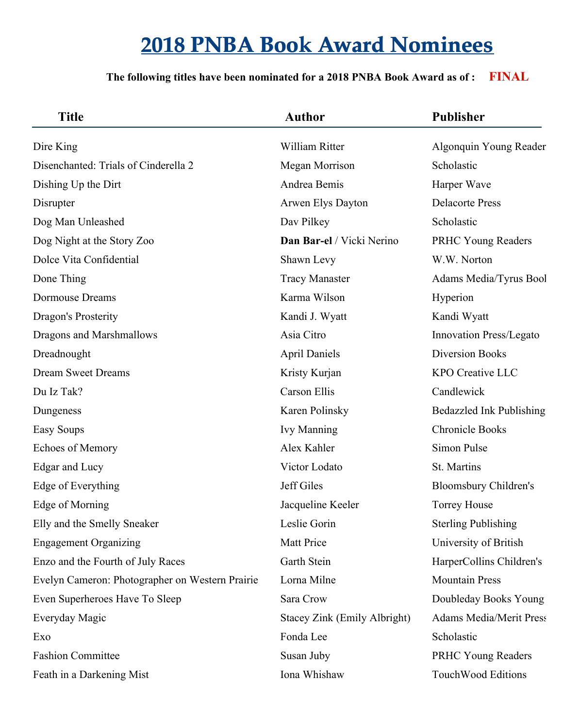# 2018 PNBA Book Award Nominees

**The following titles have been nominated for a 2018 PNBA Book Award as of : FINAL**

| Title | Author | Publisher |
|---|---|---|
| Dire King | William Ritter | Algonquin Young Reader |
| Disenchanted: Trials of Cinderella 2 | Megan Morrison | Scholastic |
| Dishing Up the Dirt | Andrea Bemis | Harper Wave |
| Disrupter | Arwen Elys Dayton | Delacorte Press |
| Dog Man Unleashed | Dav Pilkey | Scholastic |
| Dog Night at the Story Zoo | **Dan Bar-el** / Vicki Nerino | PRHC Young Readers |
| Dolce Vita Confidential | Shawn Levy | W.W. Norton |
| Done Thing | Tracy Manaster | Adams Media/Tyrus Bool |
| Dormouse Dreams | Karma Wilson | Hyperion |
| Dragon's Prosterity | Kandi J. Wyatt | Kandi Wyatt |
| Dragons and Marshmallows | Asia Citro | Innovation Press/Legato |
| Dreadnought | April Daniels | Diversion Books |
| Dream Sweet Dreams | Kristy Kurjan | KPO Creative LLC |
| Du Iz Tak? | Carson Ellis | Candlewick |
| Dungeness | Karen Polinsky | Bedazzled Ink Publishing |
| Easy Soups | Ivy Manning | Chronicle Books |
| Echoes of Memory | Alex Kahler | Simon Pulse |
| Edgar and Lucy | Victor Lodato | St. Martins |
| Edge of Everything | Jeff Giles | Bloomsbury Children's |
| Edge of Morning | Jacqueline Keeler | Torrey House |
| Elly and the Smelly Sneaker | Leslie Gorin | Sterling Publishing |
| Engagement Organizing | Matt Price | University of British |
| Enzo and the Fourth of July Races | Garth Stein | HarperCollins Children's |
| Evelyn Cameron: Photographer on Western Prairie | Lorna Milne | Mountain Press |
| Even Superheroes Have To Sleep | Sara Crow | Doubleday Books Young |
| Everyday Magic | Stacey Zink (Emily Albright) | Adams Media/Merit Press |
| Exo | Fonda Lee | Scholastic |
| Fashion Committee | Susan Juby | PRHC Young Readers |
| Feath in a Darkening Mist | Iona Whishaw | TouchWood Editions |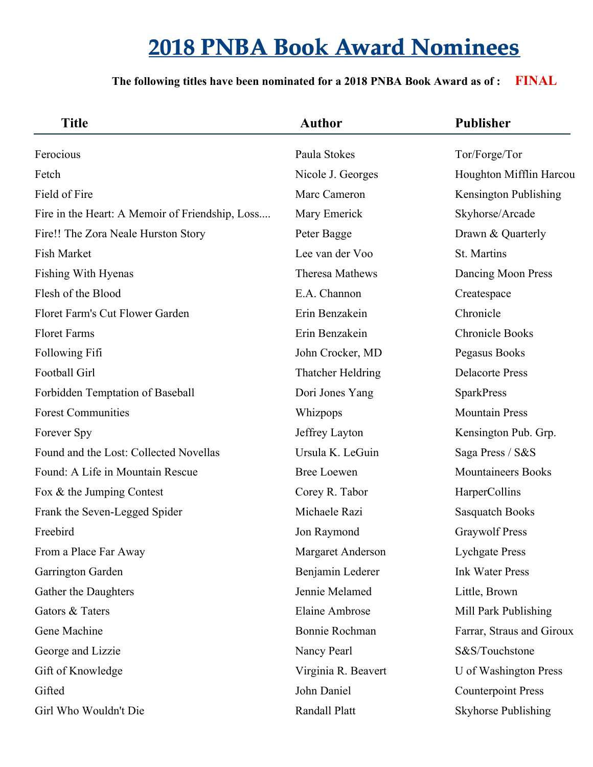# 2018 PNBA Book Award Nominees

**The following titles have been nominated for a 2018 PNBA Book Award as of : FINAL**

| Title | Author | Publisher |
|---|---|---|
| Ferocious | Paula Stokes | Tor/Forge/Tor |
| Fetch | Nicole J. Georges | Houghton Mifflin Harcou |
| Field of Fire | Marc Cameron | Kensington Publishing |
| Fire in the Heart: A Memoir of Friendship, Loss.... | Mary Emerick | Skyhorse/Arcade |
| Fire!! The Zora Neale Hurston Story | Peter Bagge | Drawn & Quarterly |
| Fish Market | Lee van der Voo | St. Martins |
| Fishing With Hyenas | Theresa Mathews | Dancing Moon Press |
| Flesh of the Blood | E.A. Channon | Createspace |
| Floret Farm's Cut Flower Garden | Erin Benzakein | Chronicle |
| Floret Farms | Erin Benzakein | Chronicle Books |
| Following Fifi | John Crocker, MD | Pegasus Books |
| Football Girl | Thatcher Heldring | Delacorte Press |
| Forbidden Temptation of Baseball | Dori Jones Yang | SparkPress |
| Forest Communities | Whizpops | Mountain Press |
| Forever Spy | Jeffrey Layton | Kensington Pub. Grp. |
| Found and the Lost: Collected Novellas | Ursula K. LeGuin | Saga Press / S&S |
| Found: A Life in Mountain Rescue | Bree Loewen | Mountaineers Books |
| Fox & the Jumping Contest | Corey R. Tabor | HarperCollins |
| Frank the Seven-Legged Spider | Michaele Razi | Sasquatch Books |
| Freebird | Jon Raymond | Graywolf Press |
| From a Place Far Away | Margaret Anderson | Lychgate Press |
| Garrington Garden | Benjamin Lederer | Ink Water Press |
| Gather the Daughters | Jennie Melamed | Little, Brown |
| Gators & Taters | Elaine Ambrose | Mill Park Publishing |
| Gene Machine | Bonnie Rochman | Farrar, Straus and Giroux |
| George and Lizzie | Nancy Pearl | S&S/Touchstone |
| Gift of Knowledge | Virginia R. Beavert | U of Washington Press |
| Gifted | John Daniel | Counterpoint Press |
| Girl Who Wouldn't Die | Randall Platt | Skyhorse Publishing |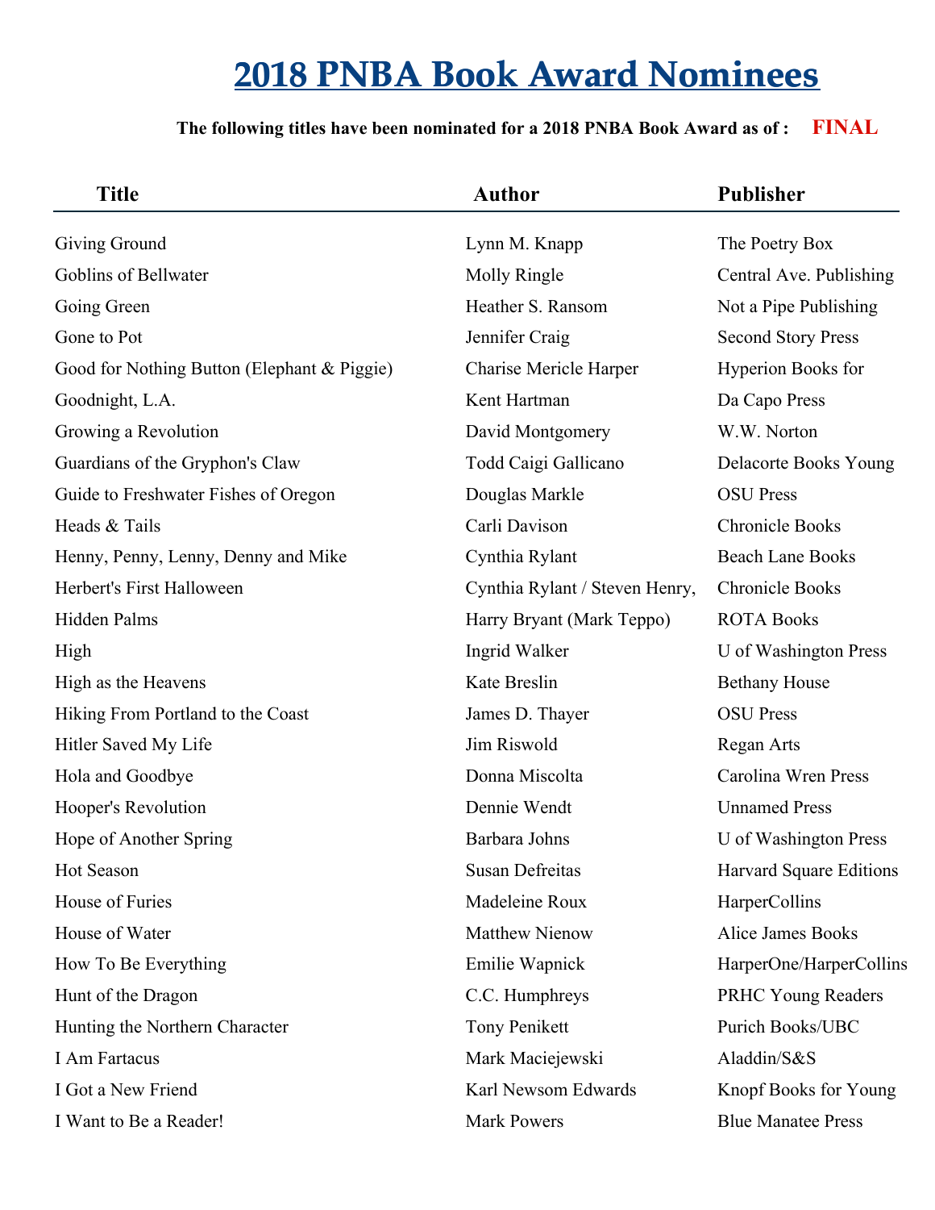# 2018 PNBA Book Award Nominees

**The following titles have been nominated for a 2018 PNBA Book Award as of : FINAL**

| Title | Author | Publisher |
|---|---|---|
| Giving Ground | Lynn M. Knapp | The Poetry Box |
| Goblins of Bellwater | Molly Ringle | Central Ave. Publishing |
| Going Green | Heather S. Ransom | Not a Pipe Publishing |
| Gone to Pot | Jennifer Craig | Second Story Press |
| Good for Nothing Button (Elephant & Piggie) | Charise Mericle Harper | Hyperion Books for |
| Goodnight, L.A. | Kent Hartman | Da Capo Press |
| Growing a Revolution | David Montgomery | W.W. Norton |
| Guardians of the Gryphon's Claw | Todd Caigi Gallicano | Delacorte Books Young |
| Guide to Freshwater Fishes of Oregon | Douglas Markle | OSU Press |
| Heads & Tails | Carli Davison | Chronicle Books |
| Henny, Penny, Lenny, Denny and Mike | Cynthia Rylant | Beach Lane Books |
| Herbert's First Halloween | Cynthia Rylant / Steven Henry, | Chronicle Books |
| Hidden Palms | Harry Bryant (Mark Teppo) | ROTA Books |
| High | Ingrid Walker | U of Washington Press |
| High as the Heavens | Kate Breslin | Bethany House |
| Hiking From Portland to the Coast | James D. Thayer | OSU Press |
| Hitler Saved My Life | Jim Riswold | Regan Arts |
| Hola and Goodbye | Donna Miscolta | Carolina Wren Press |
| Hooper's Revolution | Dennie Wendt | Unnamed Press |
| Hope of Another Spring | Barbara Johns | U of Washington Press |
| Hot Season | Susan Defreitas | Harvard Square Editions |
| House of Furies | Madeleine Roux | HarperCollins |
| House of Water | Matthew Nienow | Alice James Books |
| How To Be Everything | Emilie Wapnick | HarperOne/HarperCollins |
| Hunt of the Dragon | C.C. Humphreys | PRHC Young Readers |
| Hunting the Northern Character | Tony Penikett | Purich Books/UBC |
| I Am Fartacus | Mark Maciejewski | Aladdin/S&S |
| I Got a New Friend | Karl Newsom Edwards | Knopf Books for Young |
| I Want to Be a Reader! | Mark Powers | Blue Manatee Press |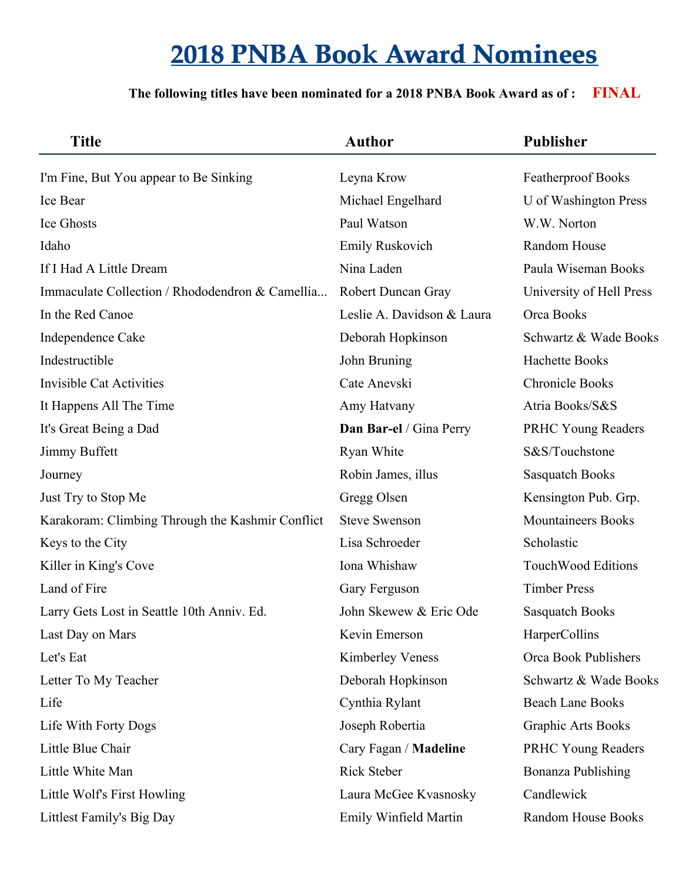# 2018 PNBA Book Award Nominees

**The following titles have been nominated for a 2018 PNBA Book Award as of : FINAL**

| Title | Author | Publisher |
| --- | --- | --- |
| I'm Fine, But You appear to Be Sinking | Leyna Krow | Featherproof Books |
| Ice Bear | Michael Engelhard | U of Washington Press |
| Ice Ghosts | Paul Watson | W.W. Norton |
| Idaho | Emily Ruskovich | Random House |
| If I Had A Little Dream | Nina Laden | Paula Wiseman Books |
| Immaculate Collection / Rhododendron & Camellia... | Robert Duncan Gray | University of Hell Press |
| In the Red Canoe | Leslie A. Davidson & Laura | Orca Books |
| Independence Cake | Deborah Hopkinson | Schwartz & Wade Books |
| Indestructible | John Bruning | Hachette Books |
| Invisible Cat Activities | Cate Anevski | Chronicle Books |
| It Happens All The Time | Amy Hatvany | Atria Books/S&S |
| It's Great Being a Dad | **Dan Bar-el** / Gina Perry | PRHC Young Readers |
| Jimmy Buffett | Ryan White | S&S/Touchstone |
| Journey | Robin James, illus | Sasquatch Books |
| Just Try to Stop Me | Gregg Olsen | Kensington Pub. Grp. |
| Karakoram: Climbing Through the Kashmir Conflict | Steve Swenson | Mountaineers Books |
| Keys to the City | Lisa Schroeder | Scholastic |
| Killer in King's Cove | Iona Whishaw | TouchWood Editions |
| Land of Fire | Gary Ferguson | Timber Press |
| Larry Gets Lost in Seattle 10th Anniv. Ed. | John Skewew & Eric Ode | Sasquatch Books |
| Last Day on Mars | Kevin Emerson | HarperCollins |
| Let's Eat | Kimberley Veness | Orca Book Publishers |
| Letter To My Teacher | Deborah Hopkinson | Schwartz & Wade Books |
| Life | Cynthia Rylant | Beach Lane Books |
| Life With Forty Dogs | Joseph Robertia | Graphic Arts Books |
| Little Blue Chair | Cary Fagan / **Madeline** | PRHC Young Readers |
| Little White Man | Rick Steber | Bonanza Publishing |
| Little Wolf's First Howling | Laura McGee Kvasnosky | Candlewick |
| Littlest Family's Big Day | Emily Winfield Martin | Random House Books |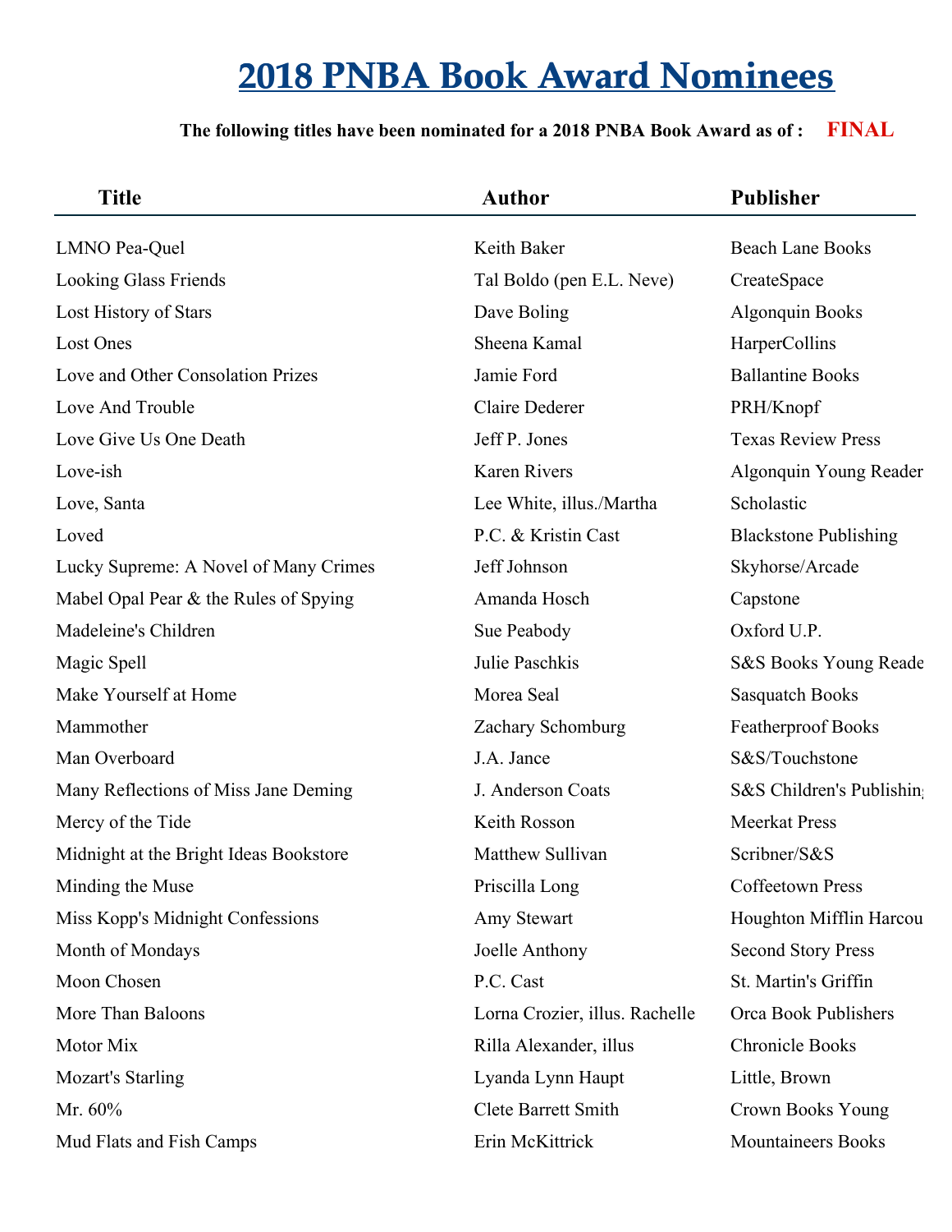# 2018 PNBA Book Award Nominees

**The following titles have been nominated for a 2018 PNBA Book Award as of : FINAL**

| Title | Author | Publisher |
|---|---|---|
| LMNO Pea-Quel | Keith Baker | Beach Lane Books |
| Looking Glass Friends | Tal Boldo (pen E.L. Neve) | CreateSpace |
| Lost History of Stars | Dave Boling | Algonquin Books |
| Lost Ones | Sheena Kamal | HarperCollins |
| Love and Other Consolation Prizes | Jamie Ford | Ballantine Books |
| Love And Trouble | Claire Dederer | PRH/Knopf |
| Love Give Us One Death | Jeff P. Jones | Texas Review Press |
| Love-ish | Karen Rivers | Algonquin Young Reader |
| Love, Santa | Lee White, illus./Martha | Scholastic |
| Loved | P.C. & Kristin Cast | Blackstone Publishing |
| Lucky Supreme: A Novel of Many Crimes | Jeff Johnson | Skyhorse/Arcade |
| Mabel Opal Pear & the Rules of Spying | Amanda Hosch | Capstone |
| Madeleine's Children | Sue Peabody | Oxford U.P. |
| Magic Spell | Julie Paschkis | S&S Books Young Reade |
| Make Yourself at Home | Morea Seal | Sasquatch Books |
| Mammother | Zachary Schomburg | Featherproof Books |
| Man Overboard | J.A. Jance | S&S/Touchstone |
| Many Reflections of Miss Jane Deming | J. Anderson Coats | S&S Children's Publishin |
| Mercy of the Tide | Keith Rosson | Meerkat Press |
| Midnight at the Bright Ideas Bookstore | Matthew Sullivan | Scribner/S&S |
| Minding the Muse | Priscilla Long | Coffeetown Press |
| Miss Kopp's Midnight Confessions | Amy Stewart | Houghton Mifflin Harcou |
| Month of Mondays | Joelle Anthony | Second Story Press |
| Moon Chosen | P.C. Cast | St. Martin's Griffin |
| More Than Baloons | Lorna Crozier, illus. Rachelle | Orca Book Publishers |
| Motor Mix | Rilla Alexander, illus | Chronicle Books |
| Mozart's Starling | Lyanda Lynn Haupt | Little, Brown |
| Mr. 60% | Clete Barrett Smith | Crown Books Young |
| Mud Flats and Fish Camps | Erin McKittrick | Mountaineers Books |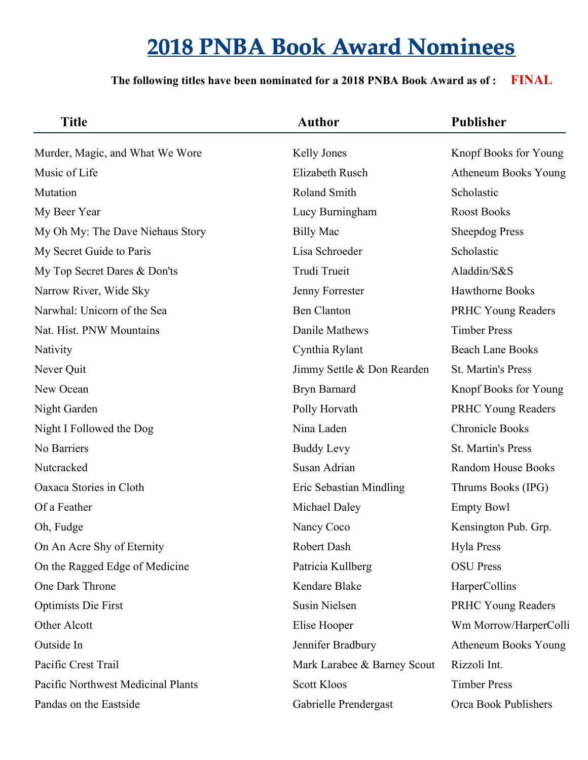# 2018 PNBA Book Award Nominees

**The following titles have been nominated for a 2018 PNBA Book Award as of : FINAL**

| Title | Author | Publisher |
|---|---|---|
| Murder, Magic, and What We Wore | Kelly Jones | Knopf Books for Young |
| Music of Life | Elizabeth Rusch | Atheneum Books Young |
| Mutation | Roland Smith | Scholastic |
| My Beer Year | Lucy Burningham | Roost Books |
| My Oh My: The Dave Niehaus Story | Billy Mac | Sheepdog Press |
| My Secret Guide to Paris | Lisa Schroeder | Scholastic |
| My Top Secret Dares & Don'ts | Trudi Trueit | Aladdin/S&S |
| Narrow River, Wide Sky | Jenny Forrester | Hawthorne Books |
| Narwhal: Unicorn of the Sea | Ben Clanton | PRHC Young Readers |
| Nat. Hist. PNW Mountains | Danile Mathews | Timber Press |
| Nativity | Cynthia Rylant | Beach Lane Books |
| Never Quit | Jimmy Settle & Don Rearden | St. Martin's Press |
| New Ocean | Bryn Barnard | Knopf Books for Young |
| Night Garden | Polly Horvath | PRHC Young Readers |
| Night I Followed the Dog | Nina Laden | Chronicle Books |
| No Barriers | Buddy Levy | St. Martin's Press |
| Nutcracked | Susan Adrian | Random House Books |
| Oaxaca Stories in Cloth | Eric Sebastian Mindling | Thrums Books (IPG) |
| Of a Feather | Michael Daley | Empty Bowl |
| Oh, Fudge | Nancy Coco | Kensington Pub. Grp. |
| On An Acre Shy of Eternity | Robert Dash | Hyla Press |
| On the Ragged Edge of Medicine | Patricia Kullberg | OSU Press |
| One Dark Throne | Kendare Blake | HarperCollins |
| Optimists Die First | Susin Nielsen | PRHC Young Readers |
| Other Alcott | Elise Hooper | Wm Morrow/HarperColli |
| Outside In | Jennifer Bradbury | Atheneum Books Young |
| Pacific Crest Trail | Mark Larabee & Barney Scout | Rizzoli Int. |
| Pacific Northwest Medicinal Plants | Scott Kloos | Timber Press |
| Pandas on the Eastside | Gabrielle Prendergast | Orca Book Publishers |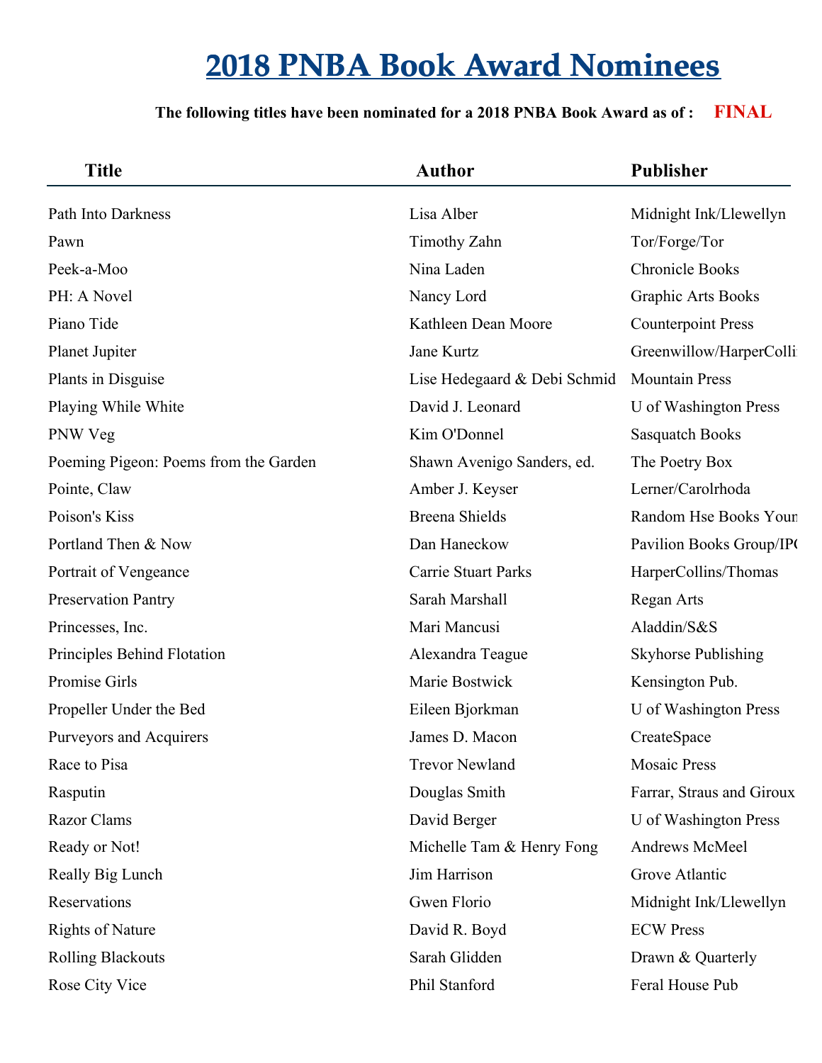# 2018 PNBA Book Award Nominees

**The following titles have been nominated for a 2018 PNBA Book Award as of : FINAL**

| Title | Author | Publisher |
|---|---|---|
| Path Into Darkness | Lisa Alber | Midnight Ink/Llewellyn |
| Pawn | Timothy Zahn | Tor/Forge/Tor |
| Peek-a-Moo | Nina Laden | Chronicle Books |
| PH: A Novel | Nancy Lord | Graphic Arts Books |
| Piano Tide | Kathleen Dean Moore | Counterpoint Press |
| Planet Jupiter | Jane Kurtz | Greenwillow/HarperColli |
| Plants in Disguise | Lise Hedegaard & Debi Schmid | Mountain Press |
| Playing While White | David J. Leonard | U of Washington Press |
| PNW Veg | Kim O'Donnel | Sasquatch Books |
| Poeming Pigeon: Poems from the Garden | Shawn Avenigo Sanders, ed. | The Poetry Box |
| Pointe, Claw | Amber J. Keyser | Lerner/Carolrhoda |
| Poison's Kiss | Breena Shields | Random Hse Books Youn |
| Portland Then & Now | Dan Haneckow | Pavilion Books Group/IP |
| Portrait of Vengeance | Carrie Stuart Parks | HarperCollins/Thomas |
| Preservation Pantry | Sarah Marshall | Regan Arts |
| Princesses, Inc. | Mari Mancusi | Aladdin/S&S |
| Principles Behind Flotation | Alexandra Teague | Skyhorse Publishing |
| Promise Girls | Marie Bostwick | Kensington Pub. |
| Propeller Under the Bed | Eileen Bjorkman | U of Washington Press |
| Purveyors and Acquirers | James D. Macon | CreateSpace |
| Race to Pisa | Trevor Newland | Mosaic Press |
| Rasputin | Douglas Smith | Farrar, Straus and Giroux |
| Razor Clams | David Berger | U of Washington Press |
| Ready or Not! | Michelle Tam & Henry Fong | Andrews McMeel |
| Really Big Lunch | Jim Harrison | Grove Atlantic |
| Reservations | Gwen Florio | Midnight Ink/Llewellyn |
| Rights of Nature | David R. Boyd | ECW Press |
| Rolling Blackouts | Sarah Glidden | Drawn & Quarterly |
| Rose City Vice | Phil Stanford | Feral House Pub |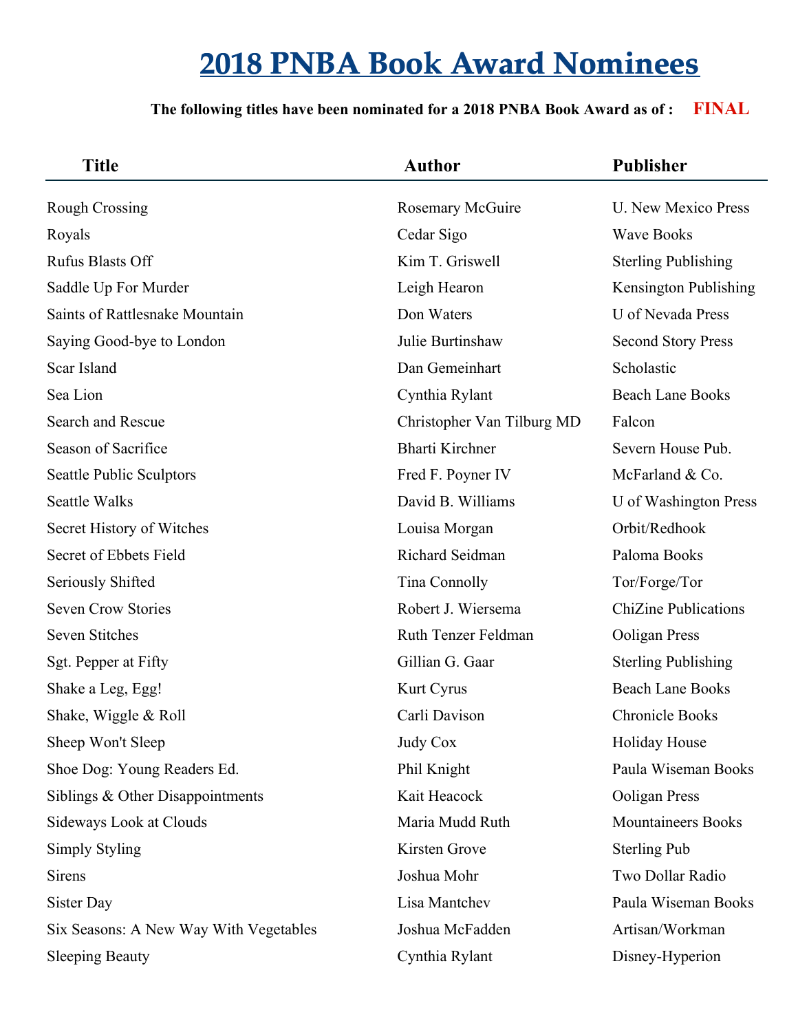# 2018 PNBA Book Award Nominees

**The following titles have been nominated for a 2018 PNBA Book Award as of : FINAL**

| Title | Author | Publisher |
|---|---|---|
| Rough Crossing | Rosemary McGuire | U. New Mexico Press |
| Royals | Cedar Sigo | Wave Books |
| Rufus Blasts Off | Kim T. Griswell | Sterling Publishing |
| Saddle Up For Murder | Leigh Hearon | Kensington Publishing |
| Saints of Rattlesnake Mountain | Don Waters | U of Nevada Press |
| Saying Good-bye to London | Julie Burtinshaw | Second Story Press |
| Scar Island | Dan Gemeinhart | Scholastic |
| Sea Lion | Cynthia Rylant | Beach Lane Books |
| Search and Rescue | Christopher Van Tilburg MD | Falcon |
| Season of Sacrifice | Bharti Kirchner | Severn House Pub. |
| Seattle Public Sculptors | Fred F. Poyner IV | McFarland & Co. |
| Seattle Walks | David B. Williams | U of Washington Press |
| Secret History of Witches | Louisa Morgan | Orbit/Redhook |
| Secret of Ebbets Field | Richard Seidman | Paloma Books |
| Seriously Shifted | Tina Connolly | Tor/Forge/Tor |
| Seven Crow Stories | Robert J. Wiersema | ChiZine Publications |
| Seven Stitches | Ruth Tenzer Feldman | Ooligan Press |
| Sgt. Pepper at Fifty | Gillian G. Gaar | Sterling Publishing |
| Shake a Leg, Egg! | Kurt Cyrus | Beach Lane Books |
| Shake, Wiggle & Roll | Carli Davison | Chronicle Books |
| Sheep Won't Sleep | Judy Cox | Holiday House |
| Shoe Dog: Young Readers Ed. | Phil Knight | Paula Wiseman Books |
| Siblings & Other Disappointments | Kait Heacock | Ooligan Press |
| Sideways Look at Clouds | Maria Mudd Ruth | Mountaineers Books |
| Simply Styling | Kirsten Grove | Sterling Pub |
| Sirens | Joshua Mohr | Two Dollar Radio |
| Sister Day | Lisa Mantchev | Paula Wiseman Books |
| Six Seasons: A New Way With Vegetables | Joshua McFadden | Artisan/Workman |
| Sleeping Beauty | Cynthia Rylant | Disney-Hyperion |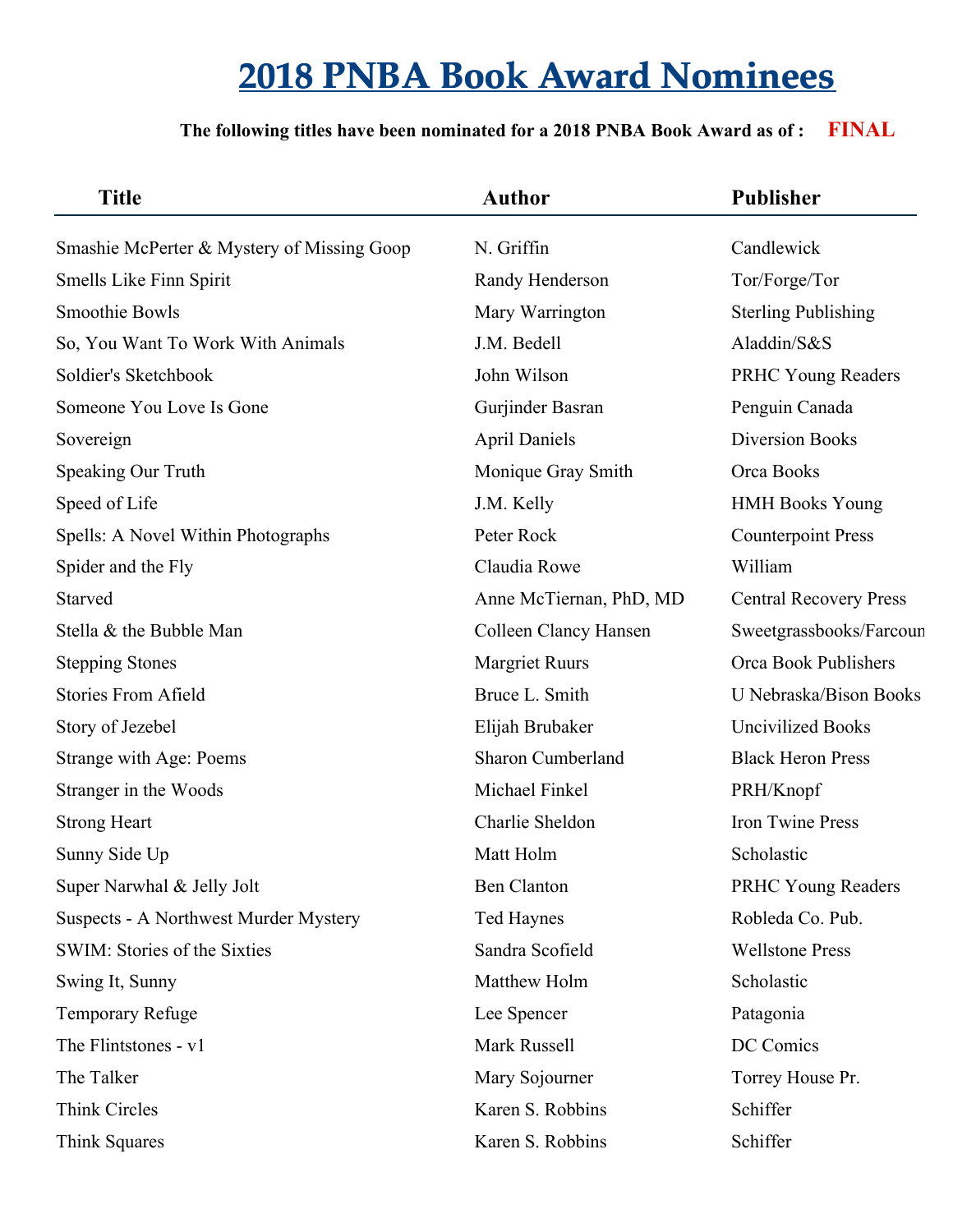# 2018 PNBA Book Award Nominees

**The following titles have been nominated for a 2018 PNBA Book Award as of : FINAL**

| Title | Author | Publisher |
|---|---|---|
| Smashie McPerter & Mystery of Missing Goop | N. Griffin | Candlewick |
| Smells Like Finn Spirit | Randy Henderson | Tor/Forge/Tor |
| Smoothie Bowls | Mary Warrington | Sterling Publishing |
| So, You Want To Work With Animals | J.M. Bedell | Aladdin/S&S |
| Soldier's Sketchbook | John Wilson | PRHC Young Readers |
| Someone You Love Is Gone | Gurjinder Basran | Penguin Canada |
| Sovereign | April Daniels | Diversion Books |
| Speaking Our Truth | Monique Gray Smith | Orca Books |
| Speed of Life | J.M. Kelly | HMH Books Young |
| Spells: A Novel Within Photographs | Peter Rock | Counterpoint Press |
| Spider and the Fly | Claudia Rowe | William |
| Starved | Anne McTiernan, PhD, MD | Central Recovery Press |
| Stella & the Bubble Man | Colleen Clancy Hansen | Sweetgrassbooks/Farcoun |
| Stepping Stones | Margriet Ruurs | Orca Book Publishers |
| Stories From Afield | Bruce L. Smith | U Nebraska/Bison Books |
| Story of Jezebel | Elijah Brubaker | Uncivilized Books |
| Strange with Age: Poems | Sharon Cumberland | Black Heron Press |
| Stranger in the Woods | Michael Finkel | PRH/Knopf |
| Strong Heart | Charlie Sheldon | Iron Twine Press |
| Sunny Side Up | Matt Holm | Scholastic |
| Super Narwhal & Jelly Jolt | Ben Clanton | PRHC Young Readers |
| Suspects - A Northwest Murder Mystery | Ted Haynes | Robleda Co. Pub. |
| SWIM: Stories of the Sixties | Sandra Scofield | Wellstone Press |
| Swing It, Sunny | Matthew Holm | Scholastic |
| Temporary Refuge | Lee Spencer | Patagonia |
| The Flintstones - v1 | Mark Russell | DC Comics |
| The Talker | Mary Sojourner | Torrey House Pr. |
| Think Circles | Karen S. Robbins | Schiffer |
| Think Squares | Karen S. Robbins | Schiffer |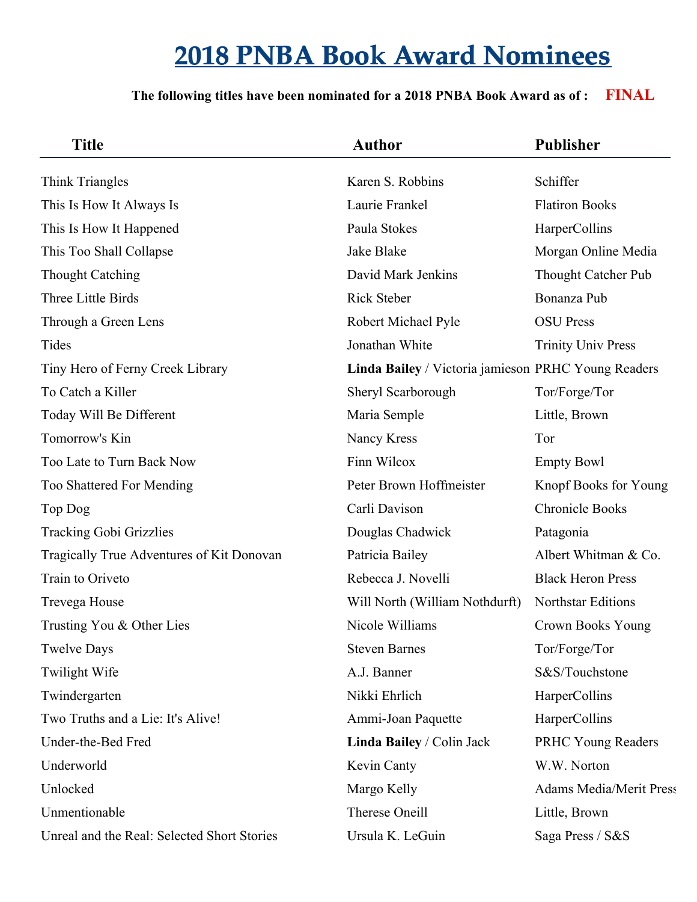# 2018 PNBA Book Award Nominees

**The following titles have been nominated for a 2018 PNBA Book Award as of : FINAL**

| Title | Author | Publisher |
|---|---|---|
| Think Triangles | Karen S. Robbins | Schiffer |
| This Is How It Always Is | Laurie Frankel | Flatiron Books |
| This Is How It Happened | Paula Stokes | HarperCollins |
| This Too Shall Collapse | Jake Blake | Morgan Online Media |
| Thought Catching | David Mark Jenkins | Thought Catcher Pub |
| Three Little Birds | Rick Steber | Bonanza Pub |
| Through a Green Lens | Robert Michael Pyle | OSU Press |
| Tides | Jonathan White | Trinity Univ Press |
| Tiny Hero of Ferny Creek Library | **Linda Bailey** / Victoria jamieson | PRHC Young Readers |
| To Catch a Killer | Sheryl Scarborough | Tor/Forge/Tor |
| Today Will Be Different | Maria Semple | Little, Brown |
| Tomorrow's Kin | Nancy Kress | Tor |
| Too Late to Turn Back Now | Finn Wilcox | Empty Bowl |
| Too Shattered For Mending | Peter Brown Hoffmeister | Knopf Books for Young |
| Top Dog | Carli Davison | Chronicle Books |
| Tracking Gobi Grizzlies | Douglas Chadwick | Patagonia |
| Tragically True Adventures of Kit Donovan | Patricia Bailey | Albert Whitman & Co. |
| Train to Oriveto | Rebecca J. Novelli | Black Heron Press |
| Trevega House | Will North (William Nothdurft) | Northstar Editions |
| Trusting You & Other Lies | Nicole Williams | Crown Books Young |
| Twelve Days | Steven Barnes | Tor/Forge/Tor |
| Twilight Wife | A.J. Banner | S&S/Touchstone |
| Twindergarten | Nikki Ehrlich | HarperCollins |
| Two Truths and a Lie: It's Alive! | Ammi-Joan Paquette | HarperCollins |
| Under-the-Bed Fred | **Linda Bailey** / Colin Jack | PRHC Young Readers |
| Underworld | Kevin Canty | W.W. Norton |
| Unlocked | Margo Kelly | Adams Media/Merit Press |
| Unmentionable | Therese Oneill | Little, Brown |
| Unreal and the Real: Selected Short Stories | Ursula K. LeGuin | Saga Press / S&S |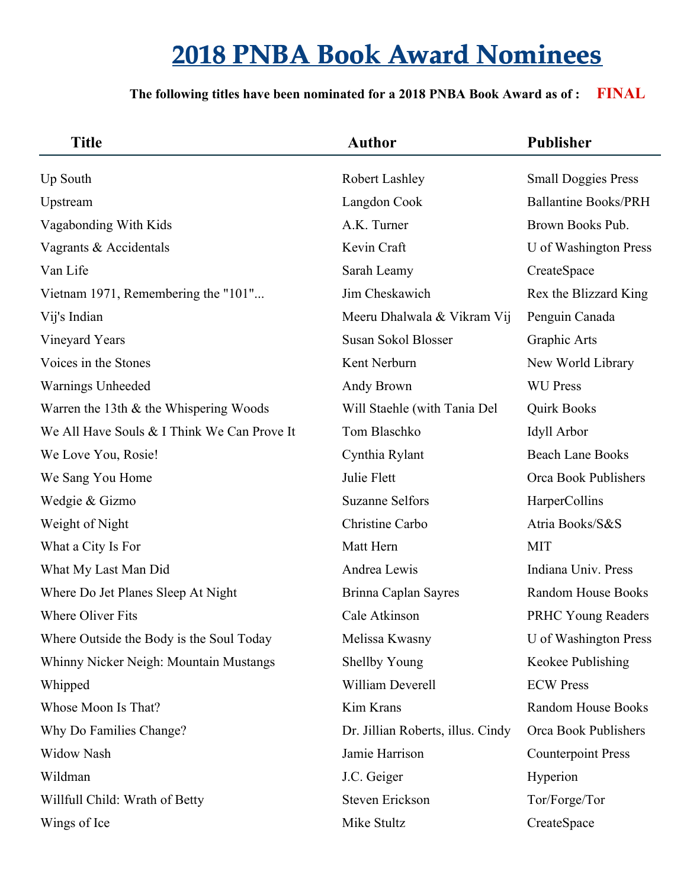# 2018 PNBA Book Award Nominees

**The following titles have been nominated for a 2018 PNBA Book Award as of : FINAL**

| Title | Author | Publisher |
|---|---|---|
| Up South | Robert Lashley | Small Doggies Press |
| Upstream | Langdon Cook | Ballantine Books/PRH |
| Vagabonding With Kids | A.K. Turner | Brown Books Pub. |
| Vagrants & Accidentals | Kevin Craft | U of Washington Press |
| Van Life | Sarah Leamy | CreateSpace |
| Vietnam 1971, Remembering the "101"... | Jim Cheskawich | Rex the Blizzard King |
| Vij's Indian | Meeru Dhalwala & Vikram Vij | Penguin Canada |
| Vineyard Years | Susan Sokol Blosser | Graphic Arts |
| Voices in the Stones | Kent Nerburn | New World Library |
| Warnings Unheeded | Andy Brown | WU Press |
| Warren the 13th & the Whispering Woods | Will Staehle (with Tania Del | Quirk Books |
| We All Have Souls & I Think We Can Prove It | Tom Blaschko | Idyll Arbor |
| We Love You, Rosie! | Cynthia Rylant | Beach Lane Books |
| We Sang You Home | Julie Flett | Orca Book Publishers |
| Wedgie & Gizmo | Suzanne Selfors | HarperCollins |
| Weight of Night | Christine Carbo | Atria Books/S&S |
| What a City Is For | Matt Hern | MIT |
| What My Last Man Did | Andrea Lewis | Indiana Univ. Press |
| Where Do Jet Planes Sleep At Night | Brinna Caplan Sayres | Random House Books |
| Where Oliver Fits | Cale Atkinson | PRHC Young Readers |
| Where Outside the Body is the Soul Today | Melissa Kwasny | U of Washington Press |
| Whinny Nicker Neigh: Mountain Mustangs | Shellby Young | Keokee Publishing |
| Whipped | William Deverell | ECW Press |
| Whose Moon Is That? | Kim Krans | Random House Books |
| Why Do Families Change? | Dr. Jillian Roberts, illus. Cindy | Orca Book Publishers |
| Widow Nash | Jamie Harrison | Counterpoint Press |
| Wildman | J.C. Geiger | Hyperion |
| Willfull Child: Wrath of Betty | Steven Erickson | Tor/Forge/Tor |
| Wings of Ice | Mike Stultz | CreateSpace |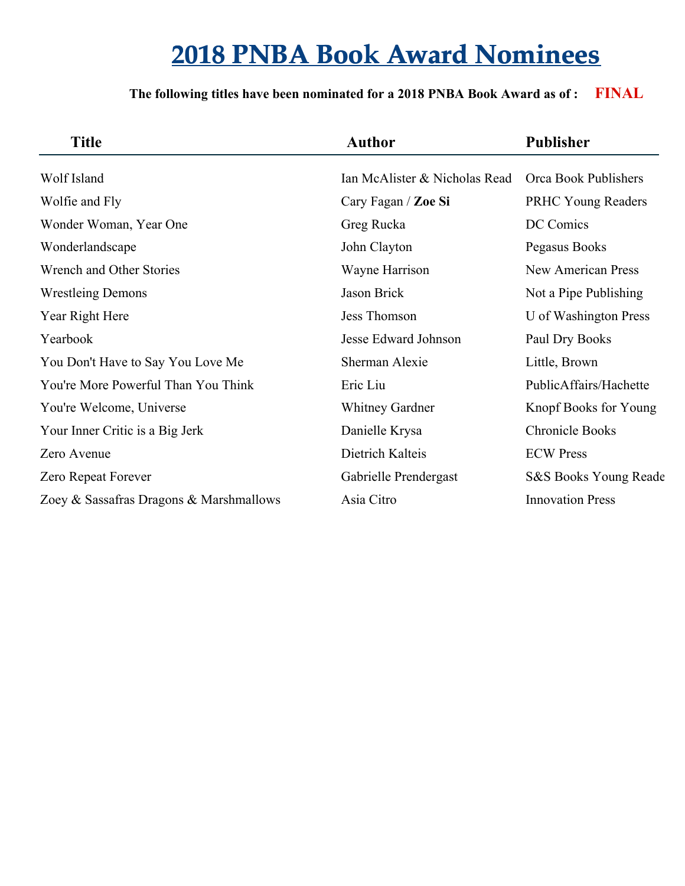# 2018 PNBA Book Award Nominees

**The following titles have been nominated for a 2018 PNBA Book Award as of : FINAL**

| Title | Author | Publisher |
|---|---|---|
| Wolf Island | Ian McAlister & Nicholas Read | Orca Book Publishers |
| Wolfie and Fly | Cary Fagan / **Zoe Si** | PRHC Young Readers |
| Wonder Woman, Year One | Greg Rucka | DC Comics |
| Wonderlandscape | John Clayton | Pegasus Books |
| Wrench and Other Stories | Wayne Harrison | New American Press |
| Wrestleing Demons | Jason Brick | Not a Pipe Publishing |
| Year Right Here | Jess Thomson | U of Washington Press |
| Yearbook | Jesse Edward Johnson | Paul Dry Books |
| You Don't Have to Say You Love Me | Sherman Alexie | Little, Brown |
| You're More Powerful Than You Think | Eric Liu | PublicAffairs/Hachette |
| You're Welcome, Universe | Whitney Gardner | Knopf Books for Young |
| Your Inner Critic is a Big Jerk | Danielle Krysa | Chronicle Books |
| Zero Avenue | Dietrich Kalteis | ECW Press |
| Zero Repeat Forever | Gabrielle Prendergast | S&S Books Young Reade |
| Zoey & Sassafras Dragons & Marshmallows | Asia Citro | Innovation Press |